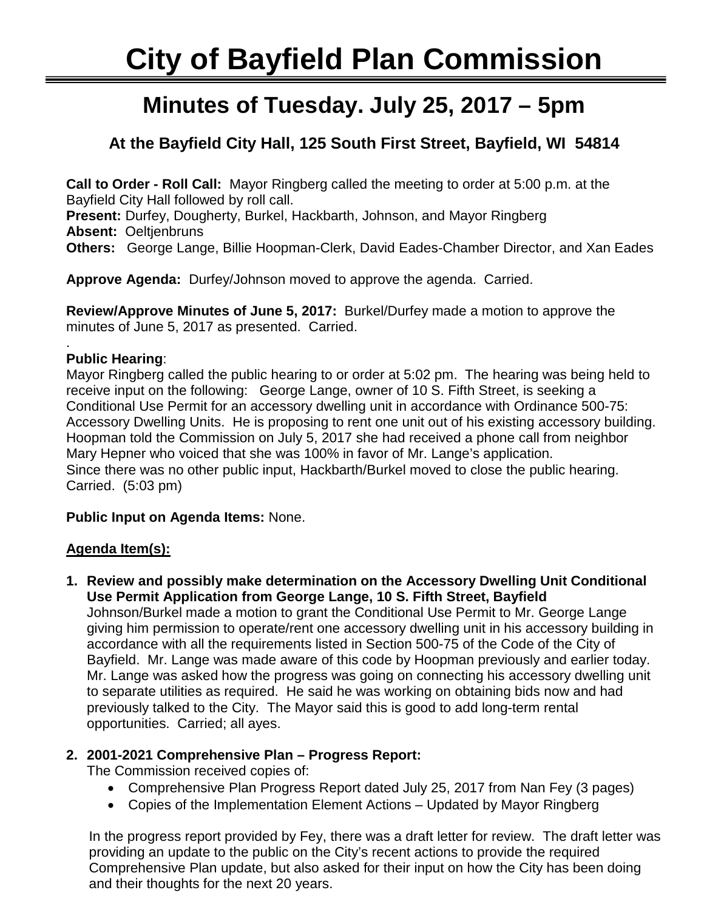# City of Bayfield Plan Commission

## Minutes of Tuesday. July 25, 2017 – 5pm

### At the Bayfield City Hall, 125 South First Street, Bayfield, WI 54814

**Call to Order - Roll Call:** Mayor Ringberg called the meeting to order at 5:00 p.m. at the Bayfield City Hall followed by roll call.
**Present:** Durfey, Dougherty, Burkel, Hackbarth, Johnson, and Mayor Ringberg
**Absent:** Oeltjenbruns
**Others:** George Lange, Billie Hoopman-Clerk, David Eades-Chamber Director, and Xan Eades

**Approve Agenda:** Durfey/Johnson moved to approve the agenda. Carried.

**Review/Approve Minutes of June 5, 2017:** Burkel/Durfey made a motion to approve the minutes of June 5, 2017 as presented. Carried.

.
**Public Hearing**:
Mayor Ringberg called the public hearing to or order at 5:02 pm. The hearing was being held to receive input on the following: George Lange, owner of 10 S. Fifth Street, is seeking a Conditional Use Permit for an accessory dwelling unit in accordance with Ordinance 500-75: Accessory Dwelling Units. He is proposing to rent one unit out of his existing accessory building. Hoopman told the Commission on July 5, 2017 she had received a phone call from neighbor Mary Hepner who voiced that she was 100% in favor of Mr. Lange's application.
Since there was no other public input, Hackbarth/Burkel moved to close the public hearing. Carried. (5:03 pm)

**Public Input on Agenda Items:** None.

**Agenda Item(s):**

1. **Review and possibly make determination on the Accessory Dwelling Unit Conditional Use Permit Application from George Lange, 10 S. Fifth Street, Bayfield**
   Johnson/Burkel made a motion to grant the Conditional Use Permit to Mr. George Lange giving him permission to operate/rent one accessory dwelling unit in his accessory building in accordance with all the requirements listed in Section 500-75 of the Code of the City of Bayfield. Mr. Lange was made aware of this code by Hoopman previously and earlier today. Mr. Lange was asked how the progress was going on connecting his accessory dwelling unit to separate utilities as required. He said he was working on obtaining bids now and had previously talked to the City. The Mayor said this is good to add long-term rental opportunities. Carried; all ayes.

2. **2001-2021 Comprehensive Plan – Progress Report:**
   The Commission received copies of:
   - Comprehensive Plan Progress Report dated July 25, 2017 from Nan Fey (3 pages)
   - Copies of the Implementation Element Actions – Updated by Mayor Ringberg

   In the progress report provided by Fey, there was a draft letter for review. The draft letter was providing an update to the public on the City's recent actions to provide the required Comprehensive Plan update, but also asked for their input on how the City has been doing and their thoughts for the next 20 years.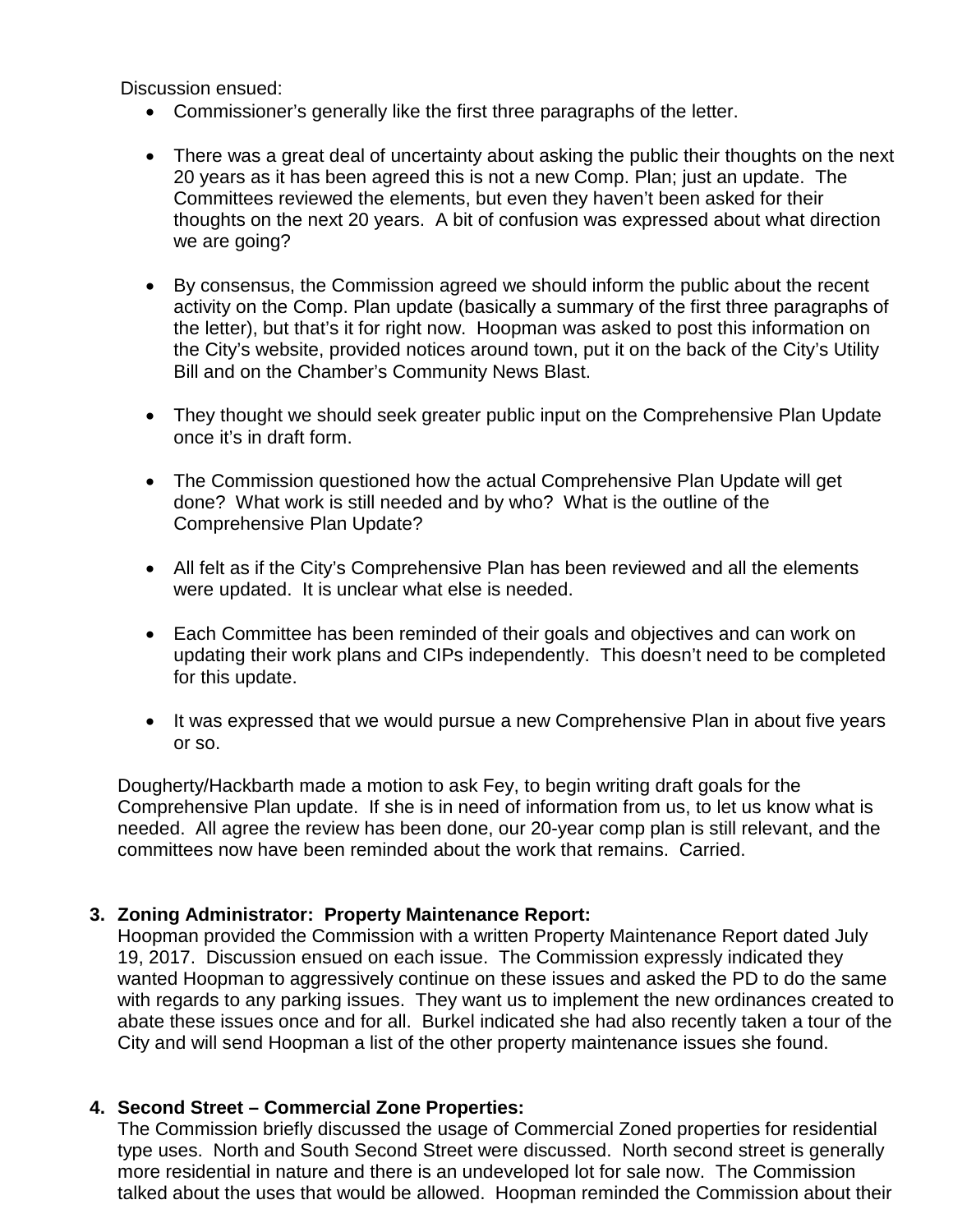Discussion ensued:

- Commissioner's generally like the first three paragraphs of the letter.
- There was a great deal of uncertainty about asking the public their thoughts on the next 20 years as it has been agreed this is not a new Comp. Plan; just an update. The Committees reviewed the elements, but even they haven't been asked for their thoughts on the next 20 years. A bit of confusion was expressed about what direction we are going?
- By consensus, the Commission agreed we should inform the public about the recent activity on the Comp. Plan update (basically a summary of the first three paragraphs of the letter), but that's it for right now. Hoopman was asked to post this information on the City's website, provided notices around town, put it on the back of the City's Utility Bill and on the Chamber's Community News Blast.
- They thought we should seek greater public input on the Comprehensive Plan Update once it's in draft form.
- The Commission questioned how the actual Comprehensive Plan Update will get done? What work is still needed and by who? What is the outline of the Comprehensive Plan Update?
- All felt as if the City's Comprehensive Plan has been reviewed and all the elements were updated. It is unclear what else is needed.
- Each Committee has been reminded of their goals and objectives and can work on updating their work plans and CIPs independently. This doesn't need to be completed for this update.
- It was expressed that we would pursue a new Comprehensive Plan in about five years or so.

Dougherty/Hackbarth made a motion to ask Fey, to begin writing draft goals for the Comprehensive Plan update. If she is in need of information from us, to let us know what is needed. All agree the review has been done, our 20-year comp plan is still relevant, and the committees now have been reminded about the work that remains. Carried.

**3. Zoning Administrator: Property Maintenance Report:**

Hoopman provided the Commission with a written Property Maintenance Report dated July 19, 2017. Discussion ensued on each issue. The Commission expressly indicated they wanted Hoopman to aggressively continue on these issues and asked the PD to do the same with regards to any parking issues. They want us to implement the new ordinances created to abate these issues once and for all. Burkel indicated she had also recently taken a tour of the City and will send Hoopman a list of the other property maintenance issues she found.

**4. Second Street – Commercial Zone Properties:**

The Commission briefly discussed the usage of Commercial Zoned properties for residential type uses. North and South Second Street were discussed. North second street is generally more residential in nature and there is an undeveloped lot for sale now. The Commission talked about the uses that would be allowed. Hoopman reminded the Commission about their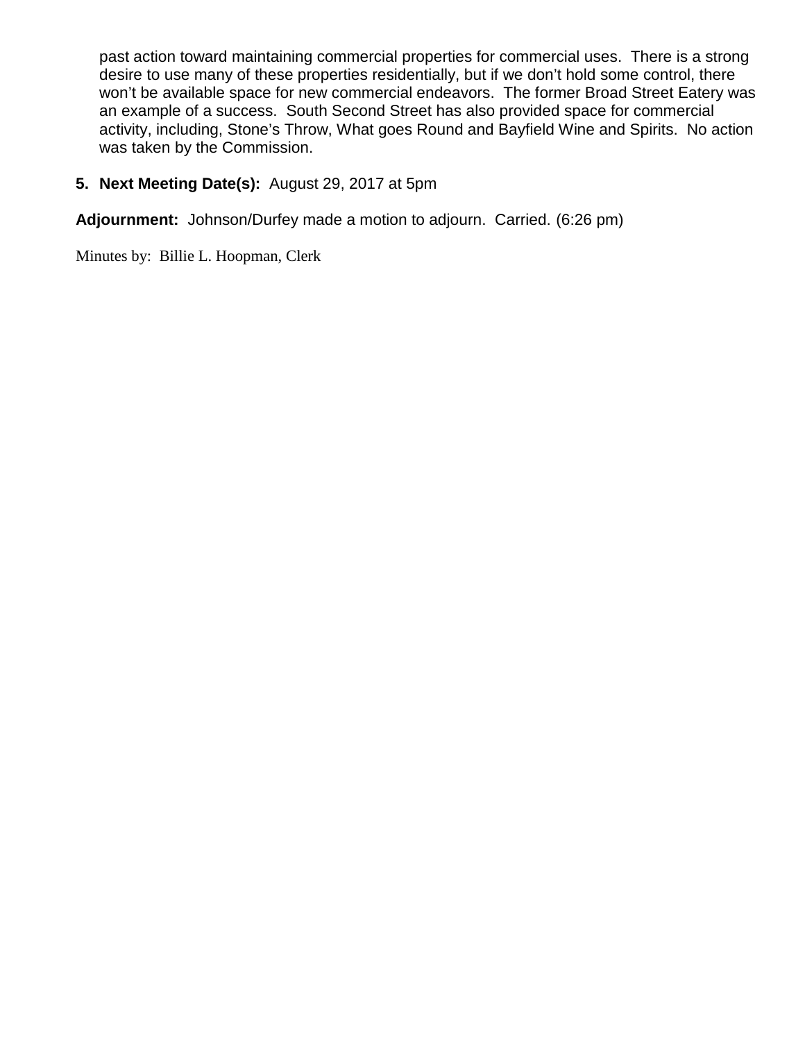past action toward maintaining commercial properties for commercial uses.  There is a strong desire to use many of these properties residentially, but if we don't hold some control, there won't be available space for new commercial endeavors.  The former Broad Street Eatery was an example of a success.  South Second Street has also provided space for commercial activity, including, Stone's Throw, What goes Round and Bayfield Wine and Spirits.  No action was taken by the Commission.

5. **Next Meeting Date(s):** August 29, 2017 at 5pm

**Adjournment:** Johnson/Durfey made a motion to adjourn.  Carried. (6:26 pm)

Minutes by:  Billie L. Hoopman, Clerk